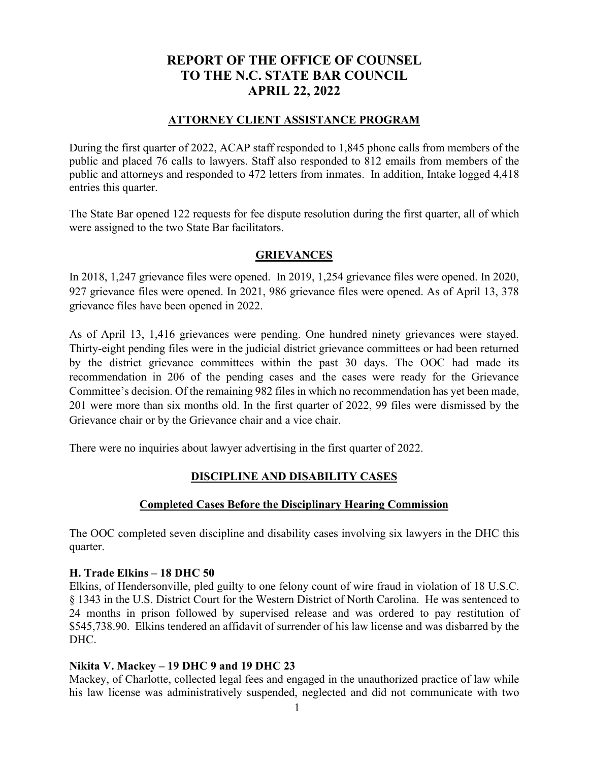# REPORT OF THE OFFICE OF COUNSEL TO THE N.C. STATE BAR COUNCIL APRIL 22, 2022

## ATTORNEY CLIENT ASSISTANCE PROGRAM

During the first quarter of 2022, ACAP staff responded to 1,845 phone calls from members of the public and placed 76 calls to lawyers. Staff also responded to 812 emails from members of the public and attorneys and responded to 472 letters from inmates. In addition, Intake logged 4,418 entries this quarter.

The State Bar opened 122 requests for fee dispute resolution during the first quarter, all of which were assigned to the two State Bar facilitators.

## GRIEVANCES

In 2018, 1,247 grievance files were opened. In 2019, 1,254 grievance files were opened. In 2020, 927 grievance files were opened. In 2021, 986 grievance files were opened. As of April 13, 378 grievance files have been opened in 2022.

As of April 13, 1,416 grievances were pending. One hundred ninety grievances were stayed. Thirty-eight pending files were in the judicial district grievance committees or had been returned by the district grievance committees within the past 30 days. The OOC had made its recommendation in 206 of the pending cases and the cases were ready for the Grievance Committee's decision. Of the remaining 982 files in which no recommendation has yet been made, 201 were more than six months old. In the first quarter of 2022, 99 files were dismissed by the Grievance chair or by the Grievance chair and a vice chair.

There were no inquiries about lawyer advertising in the first quarter of 2022.

## DISCIPLINE AND DISABILITY CASES

### Completed Cases Before the Disciplinary Hearing Commission

The OOC completed seven discipline and disability cases involving six lawyers in the DHC this quarter.

**H. Trade Elkins – 18 DHC 50**
Elkins, of Hendersonville, pled guilty to one felony count of wire fraud in violation of 18 U.S.C. § 1343 in the U.S. District Court for the Western District of North Carolina. He was sentenced to 24 months in prison followed by supervised release and was ordered to pay restitution of $545,738.90. Elkins tendered an affidavit of surrender of his law license and was disbarred by the DHC.

**Nikita V. Mackey – 19 DHC 9 and 19 DHC 23**
Mackey, of Charlotte, collected legal fees and engaged in the unauthorized practice of law while his law license was administratively suspended, neglected and did not communicate with two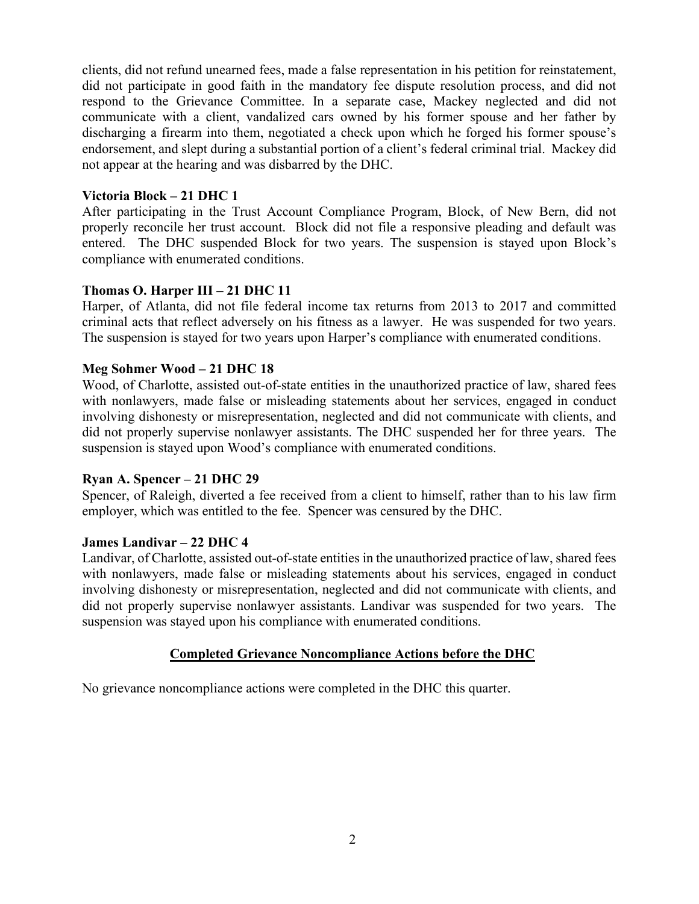clients, did not refund unearned fees, made a false representation in his petition for reinstatement, did not participate in good faith in the mandatory fee dispute resolution process, and did not respond to the Grievance Committee. In a separate case, Mackey neglected and did not communicate with a client, vandalized cars owned by his former spouse and her father by discharging a firearm into them, negotiated a check upon which he forged his former spouse's endorsement, and slept during a substantial portion of a client's federal criminal trial. Mackey did not appear at the hearing and was disbarred by the DHC.

**Victoria Block – 21 DHC 1**

After participating in the Trust Account Compliance Program, Block, of New Bern, did not properly reconcile her trust account. Block did not file a responsive pleading and default was entered. The DHC suspended Block for two years. The suspension is stayed upon Block's compliance with enumerated conditions.

**Thomas O. Harper III – 21 DHC 11**

Harper, of Atlanta, did not file federal income tax returns from 2013 to 2017 and committed criminal acts that reflect adversely on his fitness as a lawyer. He was suspended for two years. The suspension is stayed for two years upon Harper's compliance with enumerated conditions.

**Meg Sohmer Wood – 21 DHC 18**

Wood, of Charlotte, assisted out-of-state entities in the unauthorized practice of law, shared fees with nonlawyers, made false or misleading statements about her services, engaged in conduct involving dishonesty or misrepresentation, neglected and did not communicate with clients, and did not properly supervise nonlawyer assistants. The DHC suspended her for three years. The suspension is stayed upon Wood's compliance with enumerated conditions.

**Ryan A. Spencer – 21 DHC 29**

Spencer, of Raleigh, diverted a fee received from a client to himself, rather than to his law firm employer, which was entitled to the fee. Spencer was censured by the DHC.

**James Landivar – 22 DHC 4**

Landivar, of Charlotte, assisted out-of-state entities in the unauthorized practice of law, shared fees with nonlawyers, made false or misleading statements about his services, engaged in conduct involving dishonesty or misrepresentation, neglected and did not communicate with clients, and did not properly supervise nonlawyer assistants. Landivar was suspended for two years. The suspension was stayed upon his compliance with enumerated conditions.

## Completed Grievance Noncompliance Actions before the DHC

No grievance noncompliance actions were completed in the DHC this quarter.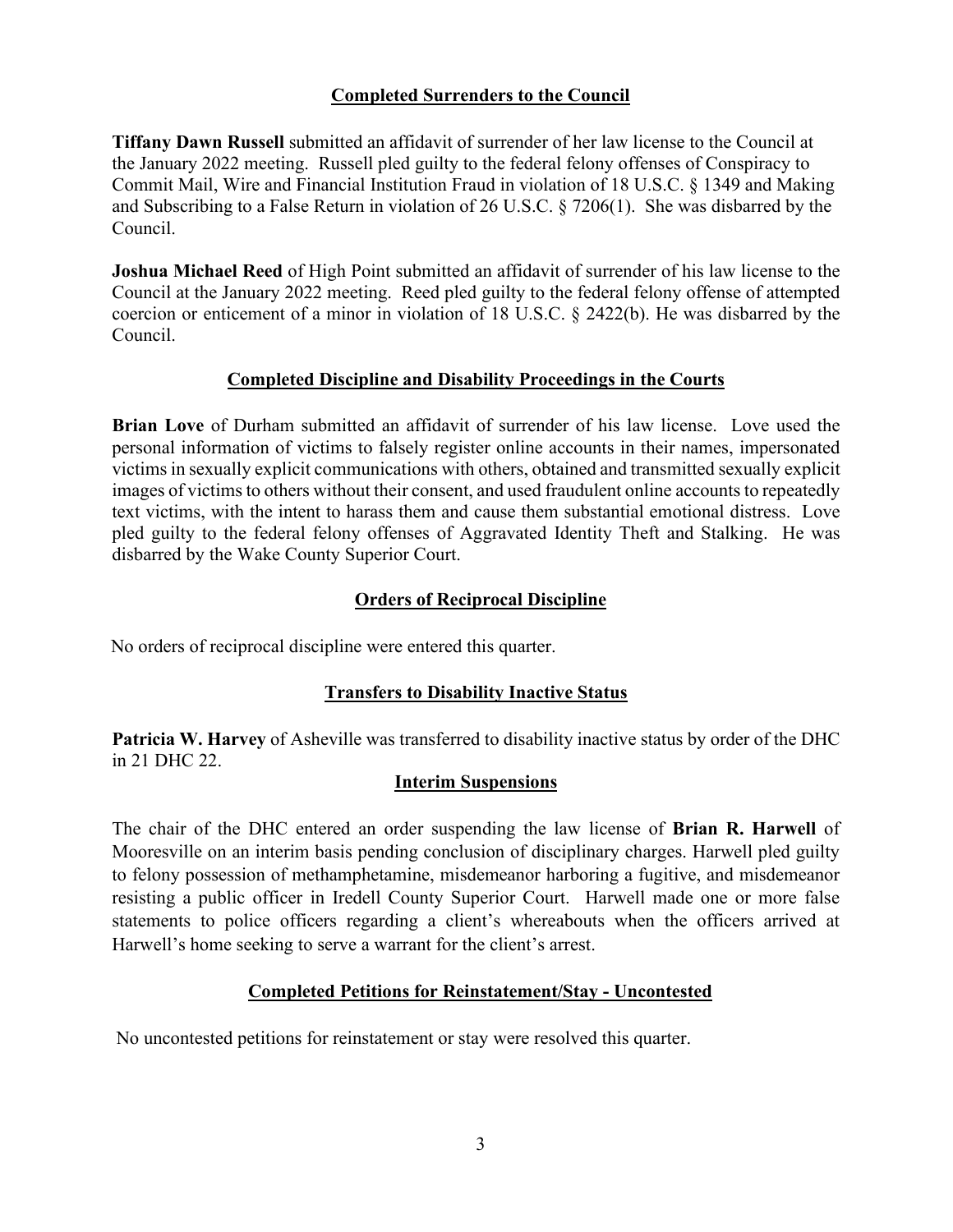## Completed Surrenders to the Council

**Tiffany Dawn Russell** submitted an affidavit of surrender of her law license to the Council at the January 2022 meeting. Russell pled guilty to the federal felony offenses of Conspiracy to Commit Mail, Wire and Financial Institution Fraud in violation of 18 U.S.C. § 1349 and Making and Subscribing to a False Return in violation of 26 U.S.C. § 7206(1). She was disbarred by the Council.

**Joshua Michael Reed** of High Point submitted an affidavit of surrender of his law license to the Council at the January 2022 meeting. Reed pled guilty to the federal felony offense of attempted coercion or enticement of a minor in violation of 18 U.S.C. § 2422(b). He was disbarred by the Council.

## Completed Discipline and Disability Proceedings in the Courts

**Brian Love** of Durham submitted an affidavit of surrender of his law license. Love used the personal information of victims to falsely register online accounts in their names, impersonated victims in sexually explicit communications with others, obtained and transmitted sexually explicit images of victims to others without their consent, and used fraudulent online accounts to repeatedly text victims, with the intent to harass them and cause them substantial emotional distress. Love pled guilty to the federal felony offenses of Aggravated Identity Theft and Stalking. He was disbarred by the Wake County Superior Court.

## Orders of Reciprocal Discipline

No orders of reciprocal discipline were entered this quarter.

## Transfers to Disability Inactive Status

**Patricia W. Harvey** of Asheville was transferred to disability inactive status by order of the DHC in 21 DHC 22.

## Interim Suspensions

The chair of the DHC entered an order suspending the law license of **Brian R. Harwell** of Mooresville on an interim basis pending conclusion of disciplinary charges. Harwell pled guilty to felony possession of methamphetamine, misdemeanor harboring a fugitive, and misdemeanor resisting a public officer in Iredell County Superior Court. Harwell made one or more false statements to police officers regarding a client's whereabouts when the officers arrived at Harwell's home seeking to serve a warrant for the client's arrest.

## Completed Petitions for Reinstatement/Stay - Uncontested

No uncontested petitions for reinstatement or stay were resolved this quarter.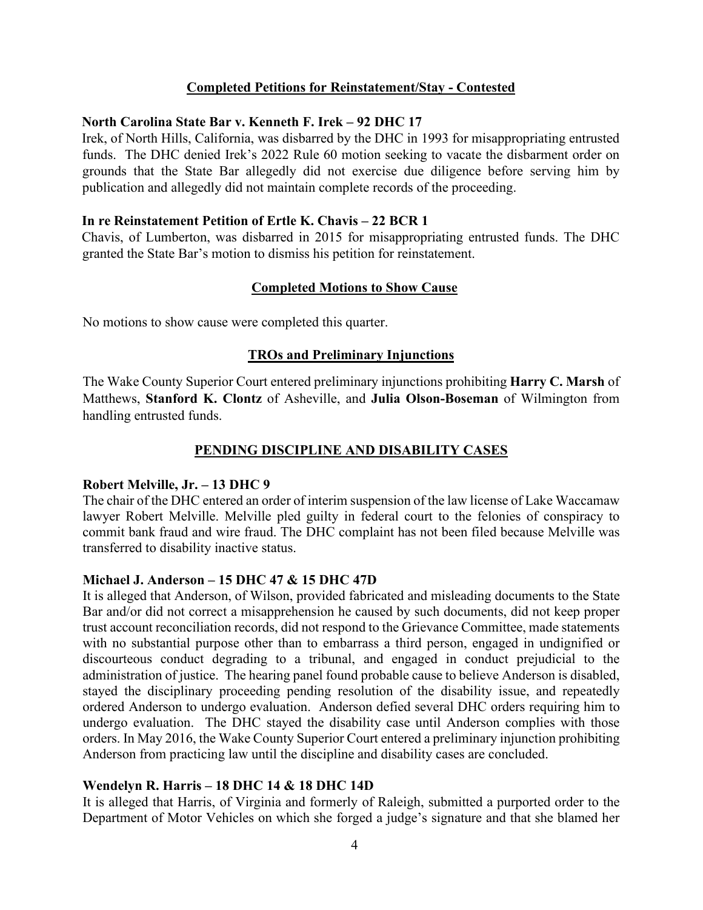## Completed Petitions for Reinstatement/Stay - Contested

**North Carolina State Bar v. Kenneth F. Irek – 92 DHC 17**

Irek, of North Hills, California, was disbarred by the DHC in 1993 for misappropriating entrusted funds. The DHC denied Irek's 2022 Rule 60 motion seeking to vacate the disbarment order on grounds that the State Bar allegedly did not exercise due diligence before serving him by publication and allegedly did not maintain complete records of the proceeding.

**In re Reinstatement Petition of Ertle K. Chavis – 22 BCR 1**

Chavis, of Lumberton, was disbarred in 2015 for misappropriating entrusted funds. The DHC granted the State Bar's motion to dismiss his petition for reinstatement.

## Completed Motions to Show Cause

No motions to show cause were completed this quarter.

## TROs and Preliminary Injunctions

The Wake County Superior Court entered preliminary injunctions prohibiting **Harry C. Marsh** of Matthews, **Stanford K. Clontz** of Asheville, and **Julia Olson-Boseman** of Wilmington from handling entrusted funds.

# PENDING DISCIPLINE AND DISABILITY CASES

**Robert Melville, Jr. – 13 DHC 9**

The chair of the DHC entered an order of interim suspension of the law license of Lake Waccamaw lawyer Robert Melville. Melville pled guilty in federal court to the felonies of conspiracy to commit bank fraud and wire fraud. The DHC complaint has not been filed because Melville was transferred to disability inactive status.

**Michael J. Anderson – 15 DHC 47 & 15 DHC 47D**

It is alleged that Anderson, of Wilson, provided fabricated and misleading documents to the State Bar and/or did not correct a misapprehension he caused by such documents, did not keep proper trust account reconciliation records, did not respond to the Grievance Committee, made statements with no substantial purpose other than to embarrass a third person, engaged in undignified or discourteous conduct degrading to a tribunal, and engaged in conduct prejudicial to the administration of justice. The hearing panel found probable cause to believe Anderson is disabled, stayed the disciplinary proceeding pending resolution of the disability issue, and repeatedly ordered Anderson to undergo evaluation. Anderson defied several DHC orders requiring him to undergo evaluation. The DHC stayed the disability case until Anderson complies with those orders. In May 2016, the Wake County Superior Court entered a preliminary injunction prohibiting Anderson from practicing law until the discipline and disability cases are concluded.

**Wendelyn R. Harris – 18 DHC 14 & 18 DHC 14D**

It is alleged that Harris, of Virginia and formerly of Raleigh, submitted a purported order to the Department of Motor Vehicles on which she forged a judge's signature and that she blamed her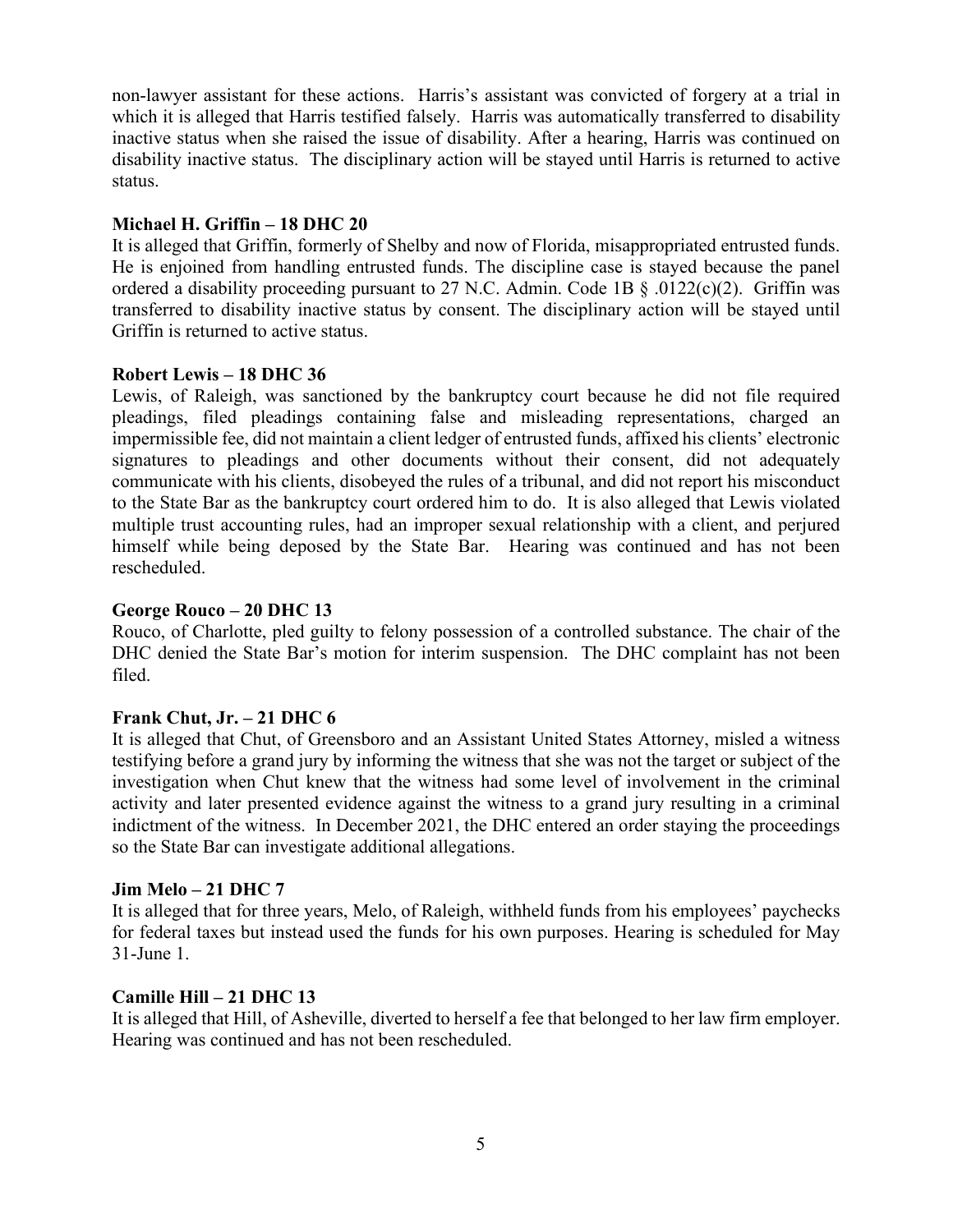non-lawyer assistant for these actions. Harris's assistant was convicted of forgery at a trial in which it is alleged that Harris testified falsely. Harris was automatically transferred to disability inactive status when she raised the issue of disability. After a hearing, Harris was continued on disability inactive status. The disciplinary action will be stayed until Harris is returned to active status.

**Michael H. Griffin – 18 DHC 20**

It is alleged that Griffin, formerly of Shelby and now of Florida, misappropriated entrusted funds. He is enjoined from handling entrusted funds. The discipline case is stayed because the panel ordered a disability proceeding pursuant to 27 N.C. Admin. Code 1B § .0122(c)(2). Griffin was transferred to disability inactive status by consent. The disciplinary action will be stayed until Griffin is returned to active status.

**Robert Lewis – 18 DHC 36**

Lewis, of Raleigh, was sanctioned by the bankruptcy court because he did not file required pleadings, filed pleadings containing false and misleading representations, charged an impermissible fee, did not maintain a client ledger of entrusted funds, affixed his clients' electronic signatures to pleadings and other documents without their consent, did not adequately communicate with his clients, disobeyed the rules of a tribunal, and did not report his misconduct to the State Bar as the bankruptcy court ordered him to do. It is also alleged that Lewis violated multiple trust accounting rules, had an improper sexual relationship with a client, and perjured himself while being deposed by the State Bar. Hearing was continued and has not been rescheduled.

**George Rouco – 20 DHC 13**

Rouco, of Charlotte, pled guilty to felony possession of a controlled substance. The chair of the DHC denied the State Bar's motion for interim suspension. The DHC complaint has not been filed.

**Frank Chut, Jr. – 21 DHC 6**

It is alleged that Chut, of Greensboro and an Assistant United States Attorney, misled a witness testifying before a grand jury by informing the witness that she was not the target or subject of the investigation when Chut knew that the witness had some level of involvement in the criminal activity and later presented evidence against the witness to a grand jury resulting in a criminal indictment of the witness. In December 2021, the DHC entered an order staying the proceedings so the State Bar can investigate additional allegations.

**Jim Melo – 21 DHC 7**

It is alleged that for three years, Melo, of Raleigh, withheld funds from his employees' paychecks for federal taxes but instead used the funds for his own purposes. Hearing is scheduled for May 31-June 1.

**Camille Hill – 21 DHC 13**

It is alleged that Hill, of Asheville, diverted to herself a fee that belonged to her law firm employer. Hearing was continued and has not been rescheduled.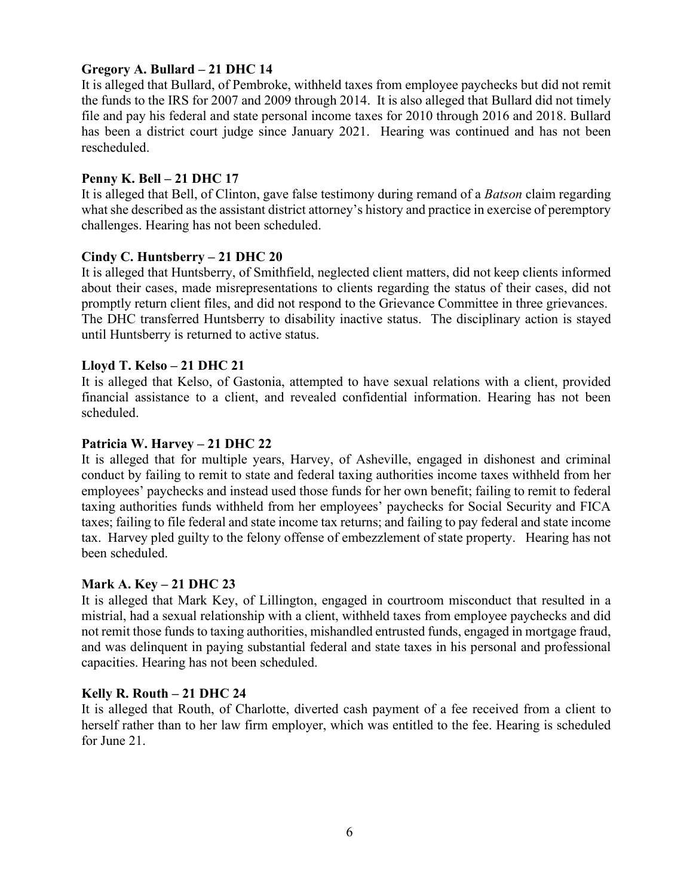**Gregory A. Bullard – 21 DHC 14**

It is alleged that Bullard, of Pembroke, withheld taxes from employee paychecks but did not remit the funds to the IRS for 2007 and 2009 through 2014. It is also alleged that Bullard did not timely file and pay his federal and state personal income taxes for 2010 through 2016 and 2018. Bullard has been a district court judge since January 2021. Hearing was continued and has not been rescheduled.

**Penny K. Bell – 21 DHC 17**

It is alleged that Bell, of Clinton, gave false testimony during remand of a *Batson* claim regarding what she described as the assistant district attorney's history and practice in exercise of peremptory challenges. Hearing has not been scheduled.

**Cindy C. Huntsberry – 21 DHC 20**

It is alleged that Huntsberry, of Smithfield, neglected client matters, did not keep clients informed about their cases, made misrepresentations to clients regarding the status of their cases, did not promptly return client files, and did not respond to the Grievance Committee in three grievances. The DHC transferred Huntsberry to disability inactive status. The disciplinary action is stayed until Huntsberry is returned to active status.

**Lloyd T. Kelso – 21 DHC 21**

It is alleged that Kelso, of Gastonia, attempted to have sexual relations with a client, provided financial assistance to a client, and revealed confidential information. Hearing has not been scheduled.

**Patricia W. Harvey – 21 DHC 22**

It is alleged that for multiple years, Harvey, of Asheville, engaged in dishonest and criminal conduct by failing to remit to state and federal taxing authorities income taxes withheld from her employees' paychecks and instead used those funds for her own benefit; failing to remit to federal taxing authorities funds withheld from her employees' paychecks for Social Security and FICA taxes; failing to file federal and state income tax returns; and failing to pay federal and state income tax. Harvey pled guilty to the felony offense of embezzlement of state property. Hearing has not been scheduled.

**Mark A. Key – 21 DHC 23**

It is alleged that Mark Key, of Lillington, engaged in courtroom misconduct that resulted in a mistrial, had a sexual relationship with a client, withheld taxes from employee paychecks and did not remit those funds to taxing authorities, mishandled entrusted funds, engaged in mortgage fraud, and was delinquent in paying substantial federal and state taxes in his personal and professional capacities. Hearing has not been scheduled.

**Kelly R. Routh – 21 DHC 24**

It is alleged that Routh, of Charlotte, diverted cash payment of a fee received from a client to herself rather than to her law firm employer, which was entitled to the fee. Hearing is scheduled for June 21.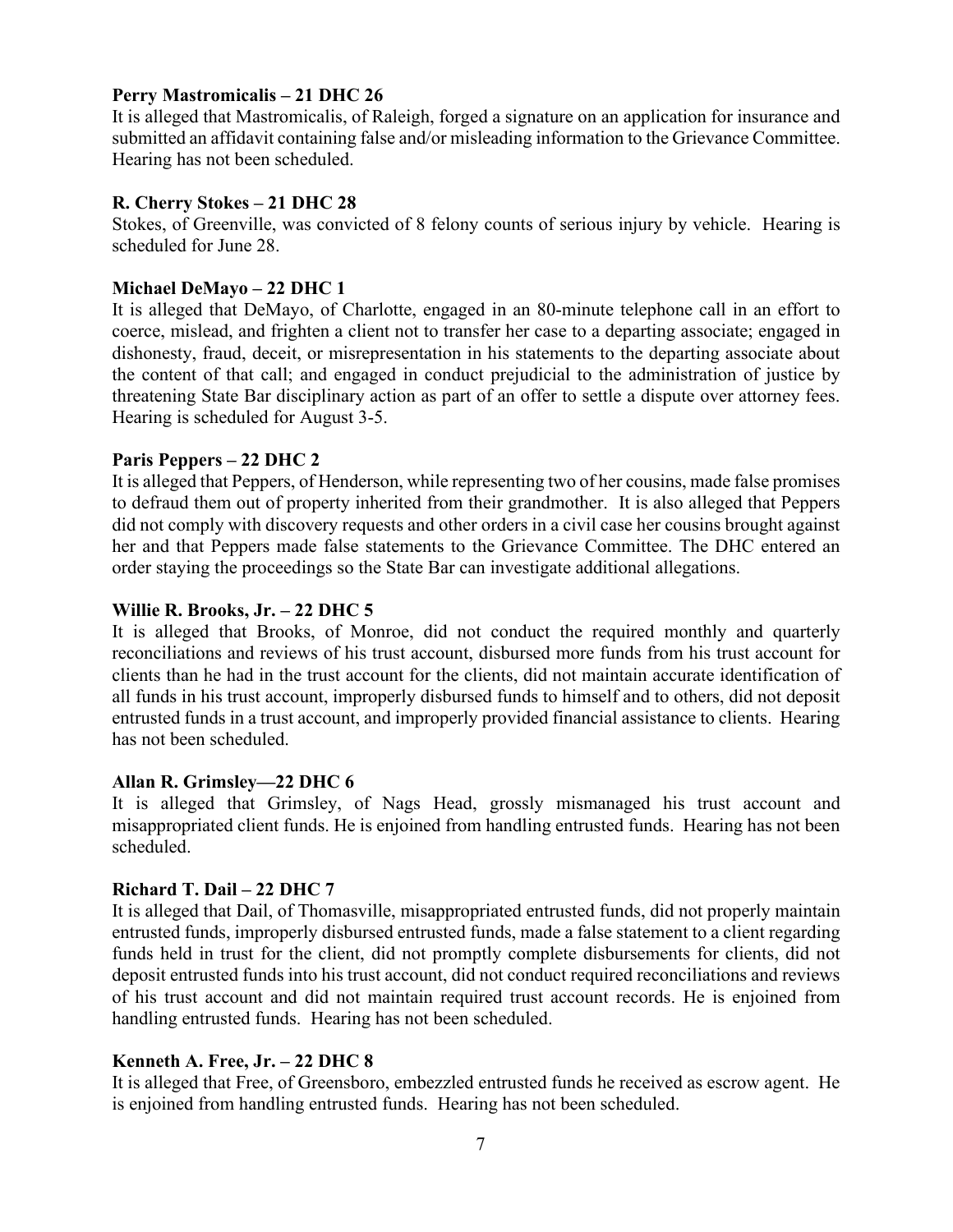**Perry Mastromicalis – 21 DHC 26**

It is alleged that Mastromicalis, of Raleigh, forged a signature on an application for insurance and submitted an affidavit containing false and/or misleading information to the Grievance Committee. Hearing has not been scheduled.

**R. Cherry Stokes – 21 DHC 28**

Stokes, of Greenville, was convicted of 8 felony counts of serious injury by vehicle. Hearing is scheduled for June 28.

**Michael DeMayo – 22 DHC 1**

It is alleged that DeMayo, of Charlotte, engaged in an 80-minute telephone call in an effort to coerce, mislead, and frighten a client not to transfer her case to a departing associate; engaged in dishonesty, fraud, deceit, or misrepresentation in his statements to the departing associate about the content of that call; and engaged in conduct prejudicial to the administration of justice by threatening State Bar disciplinary action as part of an offer to settle a dispute over attorney fees. Hearing is scheduled for August 3-5.

**Paris Peppers – 22 DHC 2**

It is alleged that Peppers, of Henderson, while representing two of her cousins, made false promises to defraud them out of property inherited from their grandmother. It is also alleged that Peppers did not comply with discovery requests and other orders in a civil case her cousins brought against her and that Peppers made false statements to the Grievance Committee. The DHC entered an order staying the proceedings so the State Bar can investigate additional allegations.

**Willie R. Brooks, Jr. – 22 DHC 5**

It is alleged that Brooks, of Monroe, did not conduct the required monthly and quarterly reconciliations and reviews of his trust account, disbursed more funds from his trust account for clients than he had in the trust account for the clients, did not maintain accurate identification of all funds in his trust account, improperly disbursed funds to himself and to others, did not deposit entrusted funds in a trust account, and improperly provided financial assistance to clients. Hearing has not been scheduled.

**Allan R. Grimsley—22 DHC 6**

It is alleged that Grimsley, of Nags Head, grossly mismanaged his trust account and misappropriated client funds. He is enjoined from handling entrusted funds. Hearing has not been scheduled.

**Richard T. Dail – 22 DHC 7**

It is alleged that Dail, of Thomasville, misappropriated entrusted funds, did not properly maintain entrusted funds, improperly disbursed entrusted funds, made a false statement to a client regarding funds held in trust for the client, did not promptly complete disbursements for clients, did not deposit entrusted funds into his trust account, did not conduct required reconciliations and reviews of his trust account and did not maintain required trust account records. He is enjoined from handling entrusted funds. Hearing has not been scheduled.

**Kenneth A. Free, Jr. – 22 DHC 8**

It is alleged that Free, of Greensboro, embezzled entrusted funds he received as escrow agent. He is enjoined from handling entrusted funds. Hearing has not been scheduled.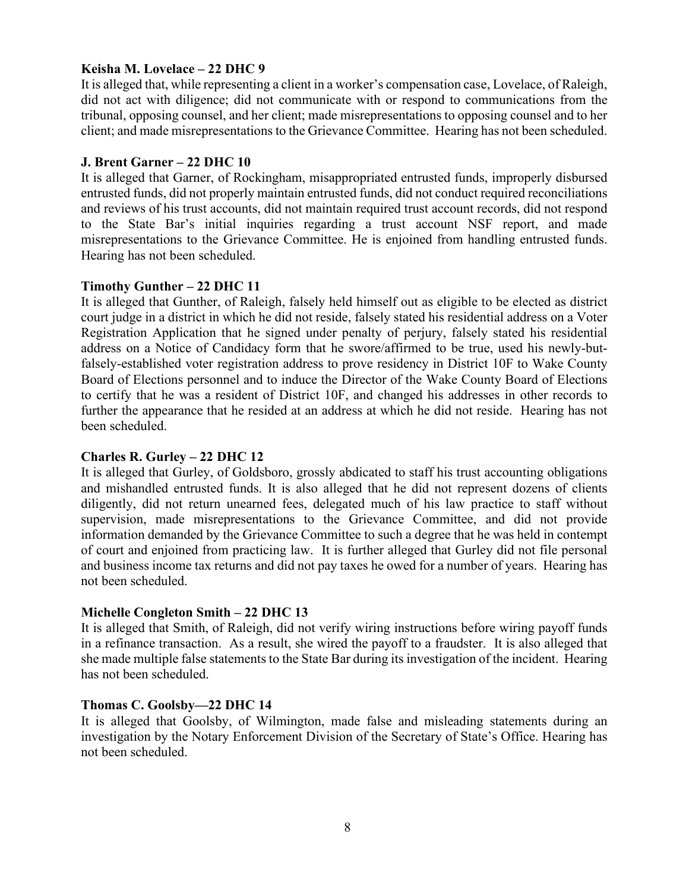**Keisha M. Lovelace – 22 DHC 9**

It is alleged that, while representing a client in a worker's compensation case, Lovelace, of Raleigh, did not act with diligence; did not communicate with or respond to communications from the tribunal, opposing counsel, and her client; made misrepresentations to opposing counsel and to her client; and made misrepresentations to the Grievance Committee. Hearing has not been scheduled.

**J. Brent Garner – 22 DHC 10**

It is alleged that Garner, of Rockingham, misappropriated entrusted funds, improperly disbursed entrusted funds, did not properly maintain entrusted funds, did not conduct required reconciliations and reviews of his trust accounts, did not maintain required trust account records, did not respond to the State Bar's initial inquiries regarding a trust account NSF report, and made misrepresentations to the Grievance Committee. He is enjoined from handling entrusted funds. Hearing has not been scheduled.

**Timothy Gunther – 22 DHC 11**

It is alleged that Gunther, of Raleigh, falsely held himself out as eligible to be elected as district court judge in a district in which he did not reside, falsely stated his residential address on a Voter Registration Application that he signed under penalty of perjury, falsely stated his residential address on a Notice of Candidacy form that he swore/affirmed to be true, used his newly-but-falsely-established voter registration address to prove residency in District 10F to Wake County Board of Elections personnel and to induce the Director of the Wake County Board of Elections to certify that he was a resident of District 10F, and changed his addresses in other records to further the appearance that he resided at an address at which he did not reside. Hearing has not been scheduled.

**Charles R. Gurley – 22 DHC 12**

It is alleged that Gurley, of Goldsboro, grossly abdicated to staff his trust accounting obligations and mishandled entrusted funds. It is also alleged that he did not represent dozens of clients diligently, did not return unearned fees, delegated much of his law practice to staff without supervision, made misrepresentations to the Grievance Committee, and did not provide information demanded by the Grievance Committee to such a degree that he was held in contempt of court and enjoined from practicing law. It is further alleged that Gurley did not file personal and business income tax returns and did not pay taxes he owed for a number of years. Hearing has not been scheduled.

**Michelle Congleton Smith – 22 DHC 13**

It is alleged that Smith, of Raleigh, did not verify wiring instructions before wiring payoff funds in a refinance transaction. As a result, she wired the payoff to a fraudster. It is also alleged that she made multiple false statements to the State Bar during its investigation of the incident. Hearing has not been scheduled.

**Thomas C. Goolsby—22 DHC 14**

It is alleged that Goolsby, of Wilmington, made false and misleading statements during an investigation by the Notary Enforcement Division of the Secretary of State's Office. Hearing has not been scheduled.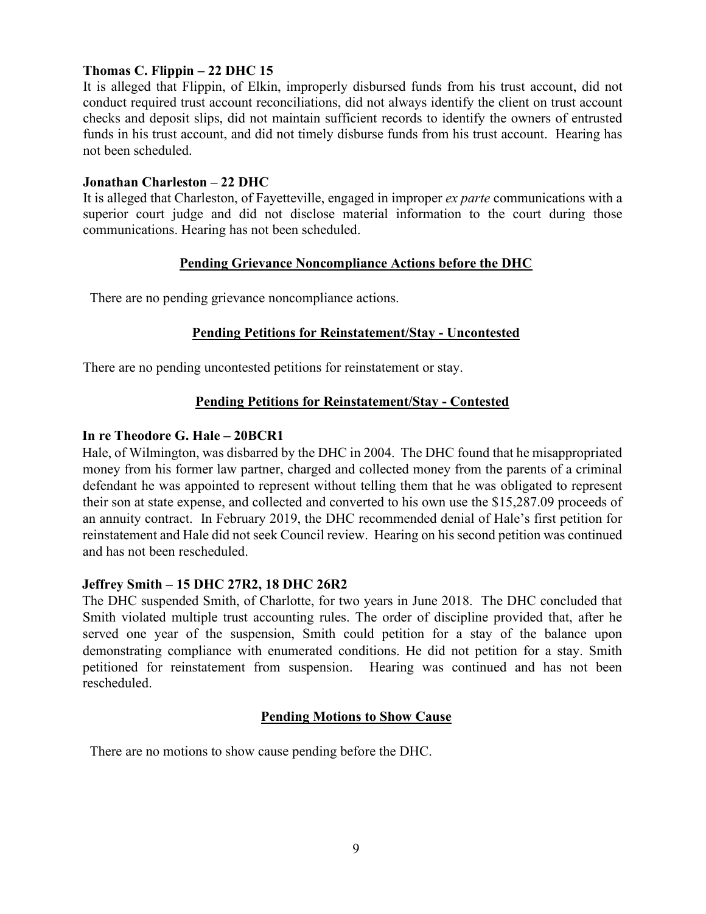**Thomas C. Flippin – 22 DHC 15**

It is alleged that Flippin, of Elkin, improperly disbursed funds from his trust account, did not conduct required trust account reconciliations, did not always identify the client on trust account checks and deposit slips, did not maintain sufficient records to identify the owners of entrusted funds in his trust account, and did not timely disburse funds from his trust account. Hearing has not been scheduled.

**Jonathan Charleston – 22 DHC**

It is alleged that Charleston, of Fayetteville, engaged in improper *ex parte* communications with a superior court judge and did not disclose material information to the court during those communications. Hearing has not been scheduled.

## Pending Grievance Noncompliance Actions before the DHC

There are no pending grievance noncompliance actions.

## Pending Petitions for Reinstatement/Stay - Uncontested

There are no pending uncontested petitions for reinstatement or stay.

## Pending Petitions for Reinstatement/Stay - Contested

**In re Theodore G. Hale – 20BCR1**

Hale, of Wilmington, was disbarred by the DHC in 2004. The DHC found that he misappropriated money from his former law partner, charged and collected money from the parents of a criminal defendant he was appointed to represent without telling them that he was obligated to represent their son at state expense, and collected and converted to his own use the $15,287.09 proceeds of an annuity contract. In February 2019, the DHC recommended denial of Hale's first petition for reinstatement and Hale did not seek Council review. Hearing on his second petition was continued and has not been rescheduled.

**Jeffrey Smith – 15 DHC 27R2, 18 DHC 26R2**

The DHC suspended Smith, of Charlotte, for two years in June 2018. The DHC concluded that Smith violated multiple trust accounting rules. The order of discipline provided that, after he served one year of the suspension, Smith could petition for a stay of the balance upon demonstrating compliance with enumerated conditions. He did not petition for a stay. Smith petitioned for reinstatement from suspension. Hearing was continued and has not been rescheduled.

## Pending Motions to Show Cause

There are no motions to show cause pending before the DHC.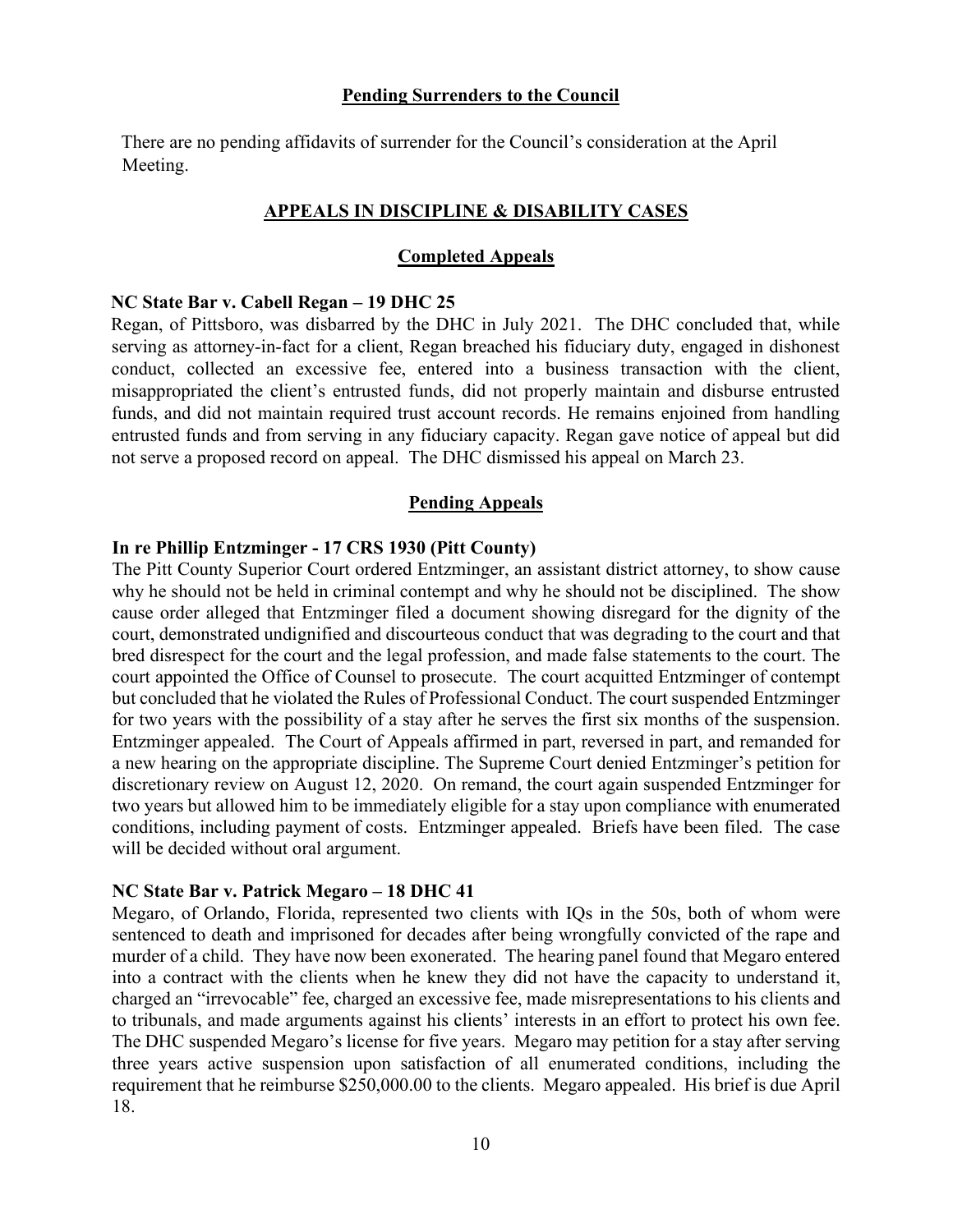## Pending Surrenders to the Council

There are no pending affidavits of surrender for the Council's consideration at the April Meeting.

## APPEALS IN DISCIPLINE & DISABILITY CASES

### Completed Appeals

**NC State Bar v. Cabell Regan – 19 DHC 25**

Regan, of Pittsboro, was disbarred by the DHC in July 2021. The DHC concluded that, while serving as attorney-in-fact for a client, Regan breached his fiduciary duty, engaged in dishonest conduct, collected an excessive fee, entered into a business transaction with the client, misappropriated the client's entrusted funds, did not properly maintain and disburse entrusted funds, and did not maintain required trust account records. He remains enjoined from handling entrusted funds and from serving in any fiduciary capacity. Regan gave notice of appeal but did not serve a proposed record on appeal. The DHC dismissed his appeal on March 23.

### Pending Appeals

**In re Phillip Entzminger - 17 CRS 1930 (Pitt County)**

The Pitt County Superior Court ordered Entzminger, an assistant district attorney, to show cause why he should not be held in criminal contempt and why he should not be disciplined. The show cause order alleged that Entzminger filed a document showing disregard for the dignity of the court, demonstrated undignified and discourteous conduct that was degrading to the court and that bred disrespect for the court and the legal profession, and made false statements to the court. The court appointed the Office of Counsel to prosecute. The court acquitted Entzminger of contempt but concluded that he violated the Rules of Professional Conduct. The court suspended Entzminger for two years with the possibility of a stay after he serves the first six months of the suspension. Entzminger appealed. The Court of Appeals affirmed in part, reversed in part, and remanded for a new hearing on the appropriate discipline. The Supreme Court denied Entzminger's petition for discretionary review on August 12, 2020. On remand, the court again suspended Entzminger for two years but allowed him to be immediately eligible for a stay upon compliance with enumerated conditions, including payment of costs. Entzminger appealed. Briefs have been filed. The case will be decided without oral argument.

**NC State Bar v. Patrick Megaro – 18 DHC 41**

Megaro, of Orlando, Florida, represented two clients with IQs in the 50s, both of whom were sentenced to death and imprisoned for decades after being wrongfully convicted of the rape and murder of a child. They have now been exonerated. The hearing panel found that Megaro entered into a contract with the clients when he knew they did not have the capacity to understand it, charged an "irrevocable" fee, charged an excessive fee, made misrepresentations to his clients and to tribunals, and made arguments against his clients' interests in an effort to protect his own fee. The DHC suspended Megaro's license for five years. Megaro may petition for a stay after serving three years active suspension upon satisfaction of all enumerated conditions, including the requirement that he reimburse $250,000.00 to the clients. Megaro appealed. His brief is due April 18.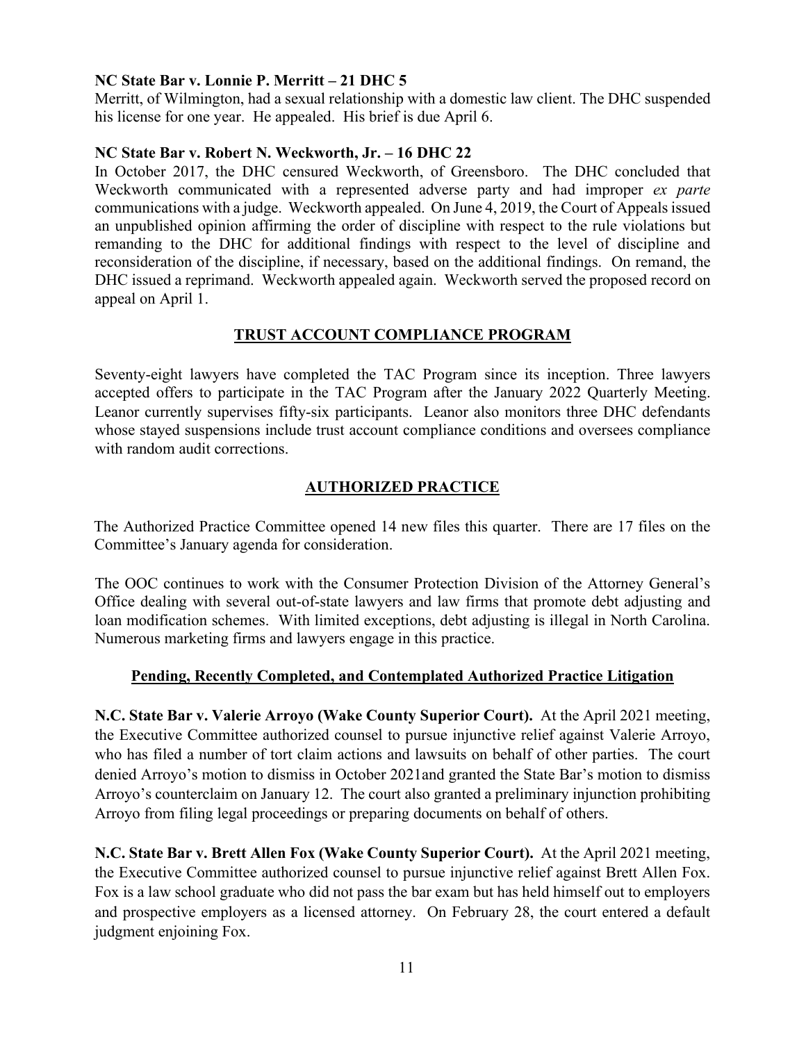**NC State Bar v. Lonnie P. Merritt – 21 DHC 5**

Merritt, of Wilmington, had a sexual relationship with a domestic law client. The DHC suspended his license for one year. He appealed. His brief is due April 6.

**NC State Bar v. Robert N. Weckworth, Jr. – 16 DHC 22**

In October 2017, the DHC censured Weckworth, of Greensboro. The DHC concluded that Weckworth communicated with a represented adverse party and had improper *ex parte* communications with a judge. Weckworth appealed. On June 4, 2019, the Court of Appeals issued an unpublished opinion affirming the order of discipline with respect to the rule violations but remanding to the DHC for additional findings with respect to the level of discipline and reconsideration of the discipline, if necessary, based on the additional findings. On remand, the DHC issued a reprimand. Weckworth appealed again. Weckworth served the proposed record on appeal on April 1.

## TRUST ACCOUNT COMPLIANCE PROGRAM

Seventy-eight lawyers have completed the TAC Program since its inception. Three lawyers accepted offers to participate in the TAC Program after the January 2022 Quarterly Meeting. Leanor currently supervises fifty-six participants. Leanor also monitors three DHC defendants whose stayed suspensions include trust account compliance conditions and oversees compliance with random audit corrections.

## AUTHORIZED PRACTICE

The Authorized Practice Committee opened 14 new files this quarter. There are 17 files on the Committee's January agenda for consideration.

The OOC continues to work with the Consumer Protection Division of the Attorney General's Office dealing with several out-of-state lawyers and law firms that promote debt adjusting and loan modification schemes. With limited exceptions, debt adjusting is illegal in North Carolina. Numerous marketing firms and lawyers engage in this practice.

### Pending, Recently Completed, and Contemplated Authorized Practice Litigation

**N.C. State Bar v. Valerie Arroyo (Wake County Superior Court).** At the April 2021 meeting, the Executive Committee authorized counsel to pursue injunctive relief against Valerie Arroyo, who has filed a number of tort claim actions and lawsuits on behalf of other parties. The court denied Arroyo's motion to dismiss in October 2021and granted the State Bar's motion to dismiss Arroyo's counterclaim on January 12. The court also granted a preliminary injunction prohibiting Arroyo from filing legal proceedings or preparing documents on behalf of others.

**N.C. State Bar v. Brett Allen Fox (Wake County Superior Court).** At the April 2021 meeting, the Executive Committee authorized counsel to pursue injunctive relief against Brett Allen Fox. Fox is a law school graduate who did not pass the bar exam but has held himself out to employers and prospective employers as a licensed attorney. On February 28, the court entered a default judgment enjoining Fox.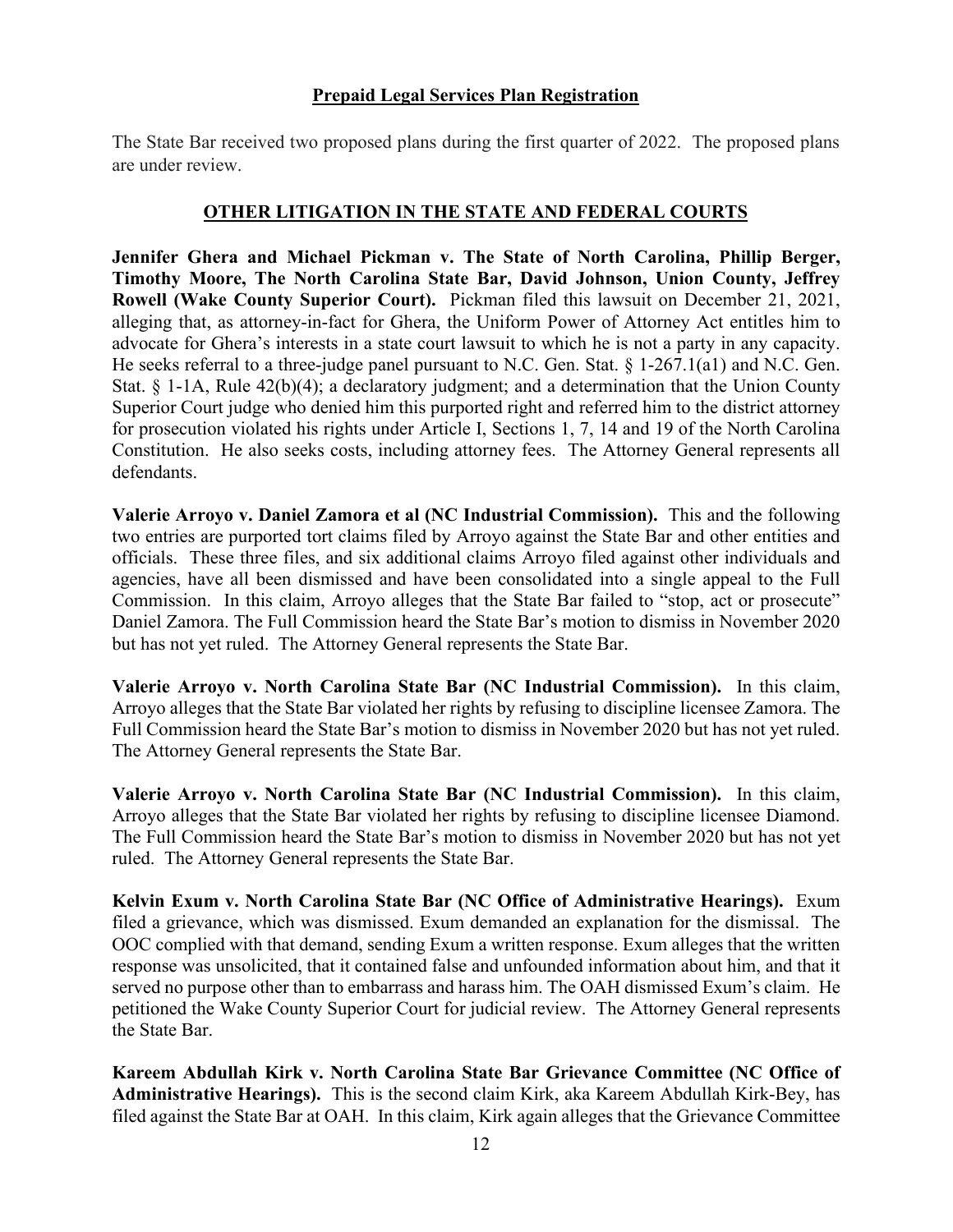## Prepaid Legal Services Plan Registration

The State Bar received two proposed plans during the first quarter of 2022. The proposed plans are under review.

## OTHER LITIGATION IN THE STATE AND FEDERAL COURTS

**Jennifer Ghera and Michael Pickman v. The State of North Carolina, Phillip Berger, Timothy Moore, The North Carolina State Bar, David Johnson, Union County, Jeffrey Rowell (Wake County Superior Court).** Pickman filed this lawsuit on December 21, 2021, alleging that, as attorney-in-fact for Ghera, the Uniform Power of Attorney Act entitles him to advocate for Ghera's interests in a state court lawsuit to which he is not a party in any capacity. He seeks referral to a three-judge panel pursuant to N.C. Gen. Stat. § 1-267.1(a1) and N.C. Gen. Stat. § 1-1A, Rule 42(b)(4); a declaratory judgment; and a determination that the Union County Superior Court judge who denied him this purported right and referred him to the district attorney for prosecution violated his rights under Article I, Sections 1, 7, 14 and 19 of the North Carolina Constitution. He also seeks costs, including attorney fees. The Attorney General represents all defendants.

**Valerie Arroyo v. Daniel Zamora et al (NC Industrial Commission).** This and the following two entries are purported tort claims filed by Arroyo against the State Bar and other entities and officials. These three files, and six additional claims Arroyo filed against other individuals and agencies, have all been dismissed and have been consolidated into a single appeal to the Full Commission. In this claim, Arroyo alleges that the State Bar failed to "stop, act or prosecute" Daniel Zamora. The Full Commission heard the State Bar's motion to dismiss in November 2020 but has not yet ruled. The Attorney General represents the State Bar.

**Valerie Arroyo v. North Carolina State Bar (NC Industrial Commission).** In this claim, Arroyo alleges that the State Bar violated her rights by refusing to discipline licensee Zamora. The Full Commission heard the State Bar's motion to dismiss in November 2020 but has not yet ruled. The Attorney General represents the State Bar.

**Valerie Arroyo v. North Carolina State Bar (NC Industrial Commission).** In this claim, Arroyo alleges that the State Bar violated her rights by refusing to discipline licensee Diamond. The Full Commission heard the State Bar's motion to dismiss in November 2020 but has not yet ruled. The Attorney General represents the State Bar.

**Kelvin Exum v. North Carolina State Bar (NC Office of Administrative Hearings).** Exum filed a grievance, which was dismissed. Exum demanded an explanation for the dismissal. The OOC complied with that demand, sending Exum a written response. Exum alleges that the written response was unsolicited, that it contained false and unfounded information about him, and that it served no purpose other than to embarrass and harass him. The OAH dismissed Exum's claim. He petitioned the Wake County Superior Court for judicial review. The Attorney General represents the State Bar.

**Kareem Abdullah Kirk v. North Carolina State Bar Grievance Committee (NC Office of Administrative Hearings).** This is the second claim Kirk, aka Kareem Abdullah Kirk-Bey, has filed against the State Bar at OAH. In this claim, Kirk again alleges that the Grievance Committee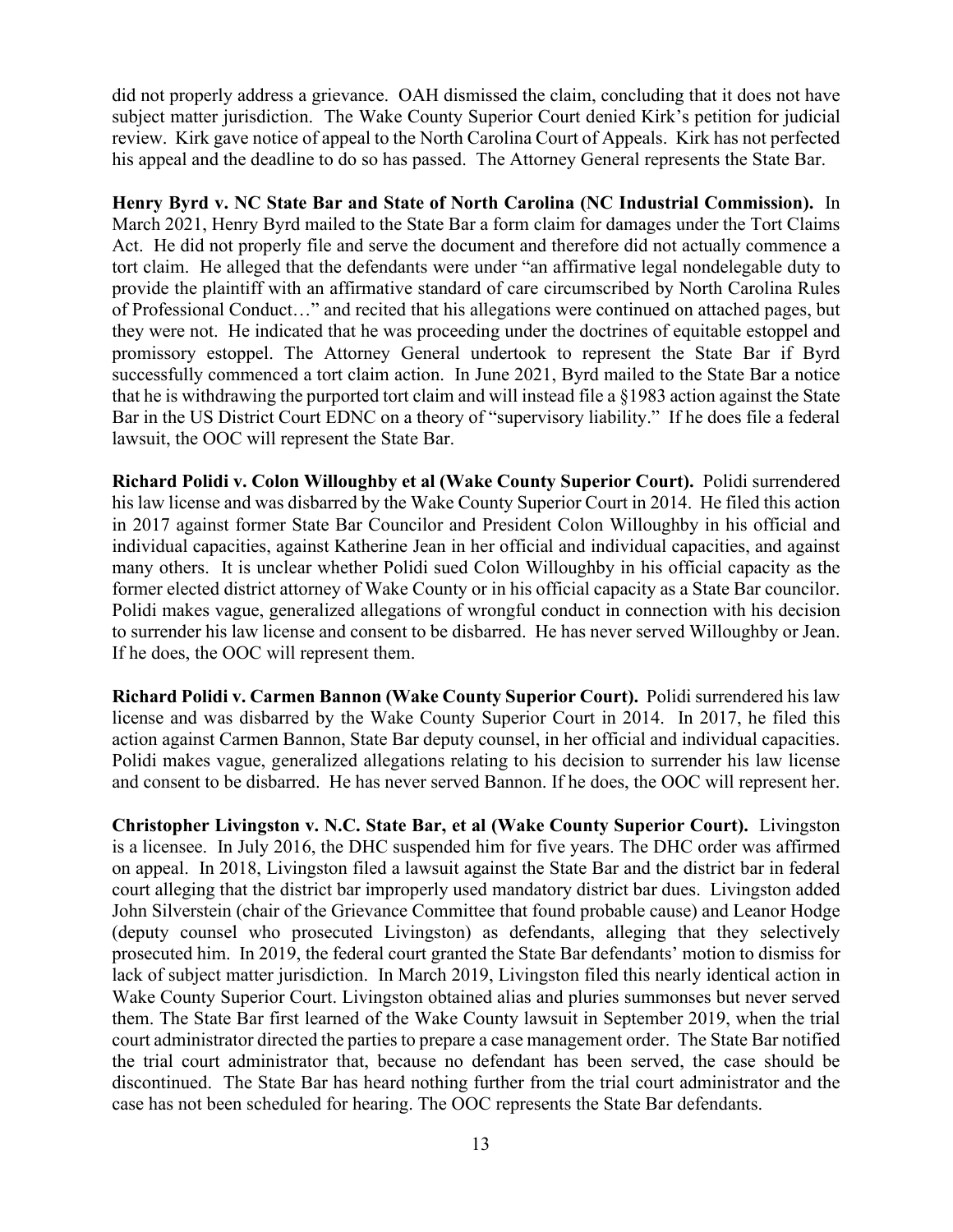did not properly address a grievance. OAH dismissed the claim, concluding that it does not have subject matter jurisdiction. The Wake County Superior Court denied Kirk's petition for judicial review. Kirk gave notice of appeal to the North Carolina Court of Appeals. Kirk has not perfected his appeal and the deadline to do so has passed. The Attorney General represents the State Bar.

**Henry Byrd v. NC State Bar and State of North Carolina (NC Industrial Commission).** In March 2021, Henry Byrd mailed to the State Bar a form claim for damages under the Tort Claims Act. He did not properly file and serve the document and therefore did not actually commence a tort claim. He alleged that the defendants were under "an affirmative legal nondelegable duty to provide the plaintiff with an affirmative standard of care circumscribed by North Carolina Rules of Professional Conduct…" and recited that his allegations were continued on attached pages, but they were not. He indicated that he was proceeding under the doctrines of equitable estoppel and promissory estoppel. The Attorney General undertook to represent the State Bar if Byrd successfully commenced a tort claim action. In June 2021, Byrd mailed to the State Bar a notice that he is withdrawing the purported tort claim and will instead file a §1983 action against the State Bar in the US District Court EDNC on a theory of "supervisory liability." If he does file a federal lawsuit, the OOC will represent the State Bar.

**Richard Polidi v. Colon Willoughby et al (Wake County Superior Court).** Polidi surrendered his law license and was disbarred by the Wake County Superior Court in 2014. He filed this action in 2017 against former State Bar Councilor and President Colon Willoughby in his official and individual capacities, against Katherine Jean in her official and individual capacities, and against many others. It is unclear whether Polidi sued Colon Willoughby in his official capacity as the former elected district attorney of Wake County or in his official capacity as a State Bar councilor. Polidi makes vague, generalized allegations of wrongful conduct in connection with his decision to surrender his law license and consent to be disbarred. He has never served Willoughby or Jean. If he does, the OOC will represent them.

**Richard Polidi v. Carmen Bannon (Wake County Superior Court).** Polidi surrendered his law license and was disbarred by the Wake County Superior Court in 2014. In 2017, he filed this action against Carmen Bannon, State Bar deputy counsel, in her official and individual capacities. Polidi makes vague, generalized allegations relating to his decision to surrender his law license and consent to be disbarred. He has never served Bannon. If he does, the OOC will represent her.

**Christopher Livingston v. N.C. State Bar, et al (Wake County Superior Court).** Livingston is a licensee. In July 2016, the DHC suspended him for five years. The DHC order was affirmed on appeal. In 2018, Livingston filed a lawsuit against the State Bar and the district bar in federal court alleging that the district bar improperly used mandatory district bar dues. Livingston added John Silverstein (chair of the Grievance Committee that found probable cause) and Leanor Hodge (deputy counsel who prosecuted Livingston) as defendants, alleging that they selectively prosecuted him. In 2019, the federal court granted the State Bar defendants' motion to dismiss for lack of subject matter jurisdiction. In March 2019, Livingston filed this nearly identical action in Wake County Superior Court. Livingston obtained alias and pluries summonses but never served them. The State Bar first learned of the Wake County lawsuit in September 2019, when the trial court administrator directed the parties to prepare a case management order. The State Bar notified the trial court administrator that, because no defendant has been served, the case should be discontinued. The State Bar has heard nothing further from the trial court administrator and the case has not been scheduled for hearing. The OOC represents the State Bar defendants.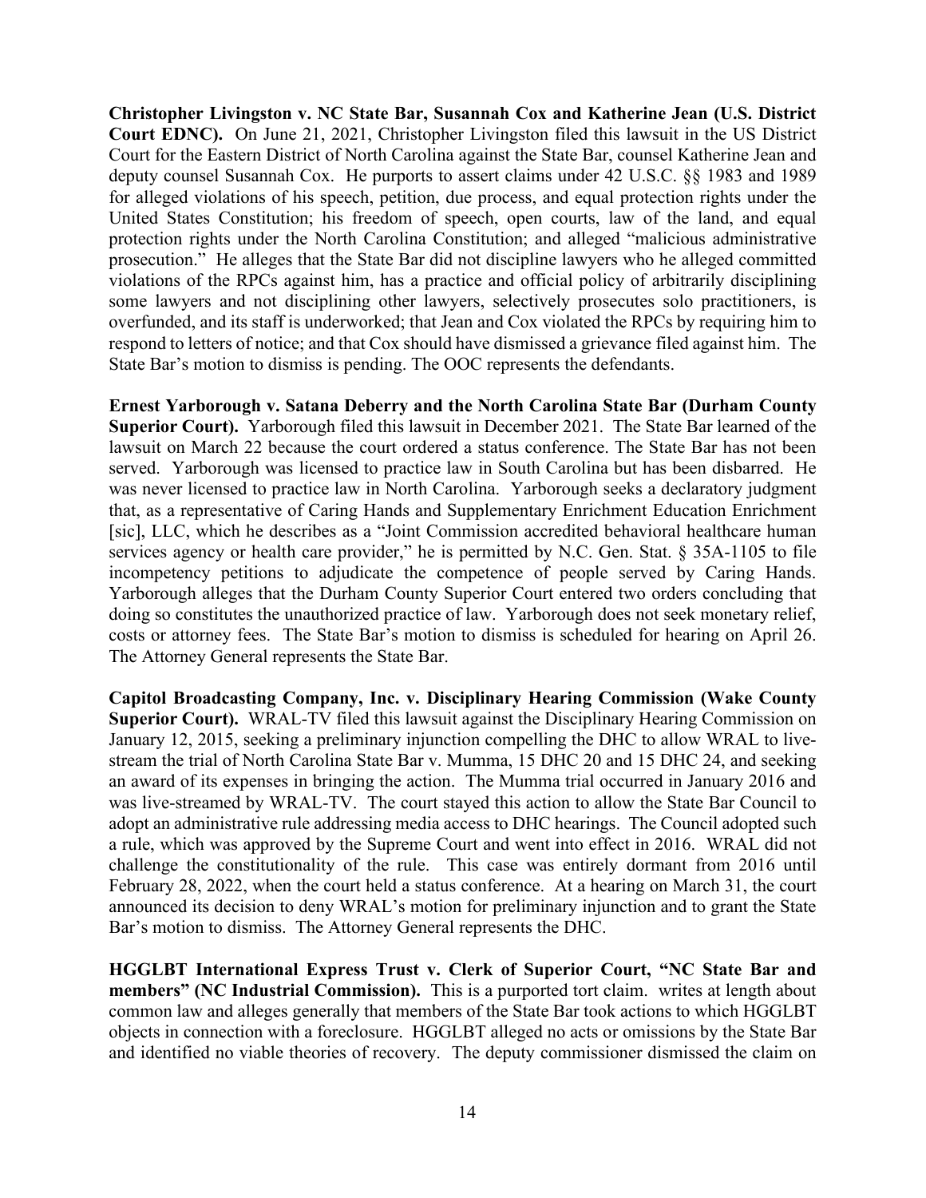**Christopher Livingston v. NC State Bar, Susannah Cox and Katherine Jean (U.S. District Court EDNC).** On June 21, 2021, Christopher Livingston filed this lawsuit in the US District Court for the Eastern District of North Carolina against the State Bar, counsel Katherine Jean and deputy counsel Susannah Cox. He purports to assert claims under 42 U.S.C. §§ 1983 and 1989 for alleged violations of his speech, petition, due process, and equal protection rights under the United States Constitution; his freedom of speech, open courts, law of the land, and equal protection rights under the North Carolina Constitution; and alleged "malicious administrative prosecution." He alleges that the State Bar did not discipline lawyers who he alleged committed violations of the RPCs against him, has a practice and official policy of arbitrarily disciplining some lawyers and not disciplining other lawyers, selectively prosecutes solo practitioners, is overfunded, and its staff is underworked; that Jean and Cox violated the RPCs by requiring him to respond to letters of notice; and that Cox should have dismissed a grievance filed against him. The State Bar's motion to dismiss is pending. The OOC represents the defendants.

**Ernest Yarborough v. Satana Deberry and the North Carolina State Bar (Durham County Superior Court).** Yarborough filed this lawsuit in December 2021. The State Bar learned of the lawsuit on March 22 because the court ordered a status conference. The State Bar has not been served. Yarborough was licensed to practice law in South Carolina but has been disbarred. He was never licensed to practice law in North Carolina. Yarborough seeks a declaratory judgment that, as a representative of Caring Hands and Supplementary Enrichment Education Enrichment [sic], LLC, which he describes as a "Joint Commission accredited behavioral healthcare human services agency or health care provider," he is permitted by N.C. Gen. Stat. § 35A-1105 to file incompetency petitions to adjudicate the competence of people served by Caring Hands. Yarborough alleges that the Durham County Superior Court entered two orders concluding that doing so constitutes the unauthorized practice of law. Yarborough does not seek monetary relief, costs or attorney fees. The State Bar's motion to dismiss is scheduled for hearing on April 26. The Attorney General represents the State Bar.

**Capitol Broadcasting Company, Inc. v. Disciplinary Hearing Commission (Wake County Superior Court).** WRAL-TV filed this lawsuit against the Disciplinary Hearing Commission on January 12, 2015, seeking a preliminary injunction compelling the DHC to allow WRAL to live-stream the trial of North Carolina State Bar v. Mumma, 15 DHC 20 and 15 DHC 24, and seeking an award of its expenses in bringing the action. The Mumma trial occurred in January 2016 and was live-streamed by WRAL-TV. The court stayed this action to allow the State Bar Council to adopt an administrative rule addressing media access to DHC hearings. The Council adopted such a rule, which was approved by the Supreme Court and went into effect in 2016. WRAL did not challenge the constitutionality of the rule. This case was entirely dormant from 2016 until February 28, 2022, when the court held a status conference. At a hearing on March 31, the court announced its decision to deny WRAL's motion for preliminary injunction and to grant the State Bar's motion to dismiss. The Attorney General represents the DHC.

**HGGLBT International Express Trust v. Clerk of Superior Court, "NC State Bar and members" (NC Industrial Commission).** This is a purported tort claim. writes at length about common law and alleges generally that members of the State Bar took actions to which HGGLBT objects in connection with a foreclosure. HGGLBT alleged no acts or omissions by the State Bar and identified no viable theories of recovery. The deputy commissioner dismissed the claim on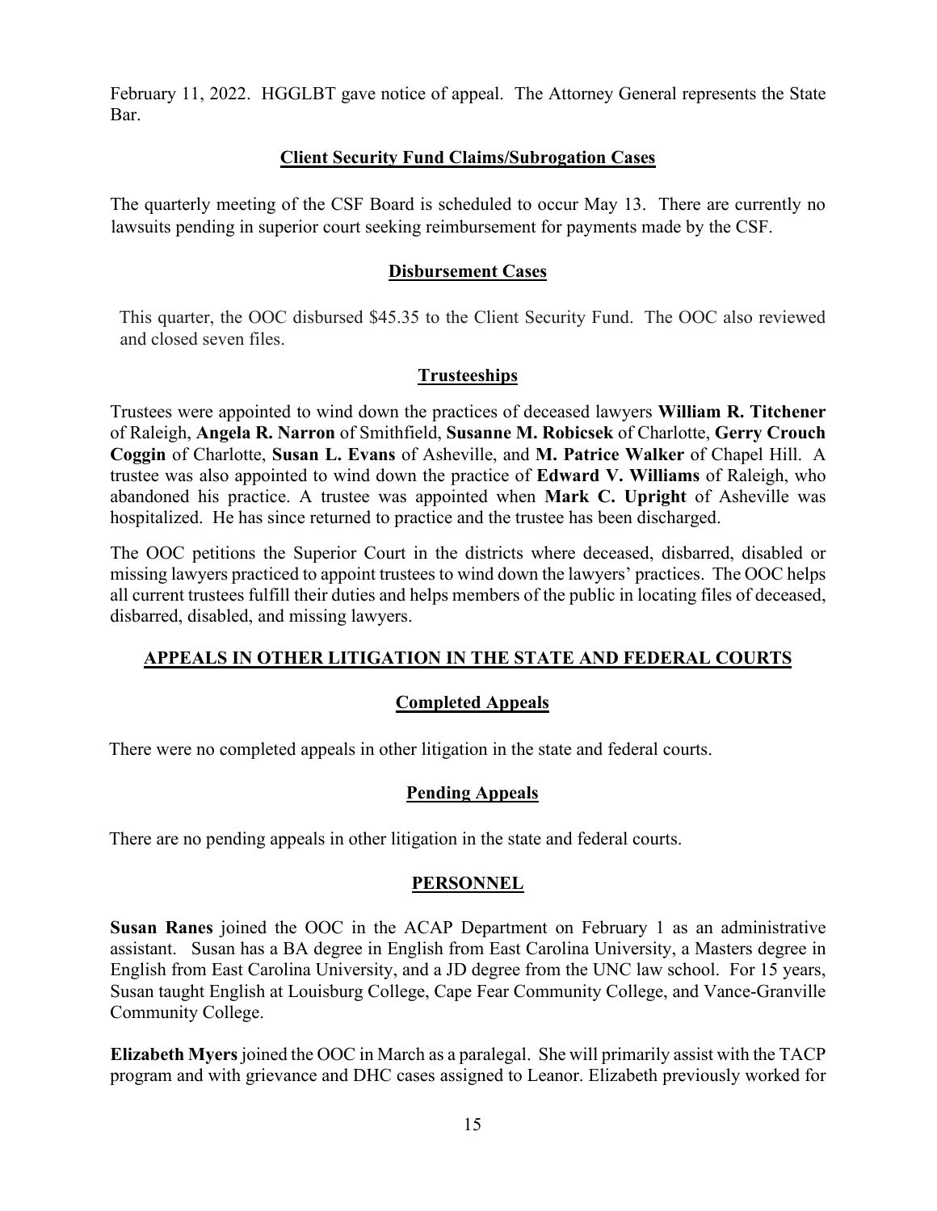February 11, 2022. HGGLBT gave notice of appeal. The Attorney General represents the State Bar.

### Client Security Fund Claims/Subrogation Cases

The quarterly meeting of the CSF Board is scheduled to occur May 13. There are currently no lawsuits pending in superior court seeking reimbursement for payments made by the CSF.

### Disbursement Cases

This quarter, the OOC disbursed $45.35 to the Client Security Fund. The OOC also reviewed and closed seven files.

### Trusteeships

Trustees were appointed to wind down the practices of deceased lawyers **William R. Titchener** of Raleigh, **Angela R. Narron** of Smithfield, **Susanne M. Robicsek** of Charlotte, **Gerry Crouch Coggin** of Charlotte, **Susan L. Evans** of Asheville, and **M. Patrice Walker** of Chapel Hill. A trustee was also appointed to wind down the practice of **Edward V. Williams** of Raleigh, who abandoned his practice. A trustee was appointed when **Mark C. Upright** of Asheville was hospitalized. He has since returned to practice and the trustee has been discharged.

The OOC petitions the Superior Court in the districts where deceased, disbarred, disabled or missing lawyers practiced to appoint trustees to wind down the lawyers' practices. The OOC helps all current trustees fulfill their duties and helps members of the public in locating files of deceased, disbarred, disabled, and missing lawyers.

## APPEALS IN OTHER LITIGATION IN THE STATE AND FEDERAL COURTS

### Completed Appeals

There were no completed appeals in other litigation in the state and federal courts.

### Pending Appeals

There are no pending appeals in other litigation in the state and federal courts.

## PERSONNEL

**Susan Ranes** joined the OOC in the ACAP Department on February 1 as an administrative assistant. Susan has a BA degree in English from East Carolina University, a Masters degree in English from East Carolina University, and a JD degree from the UNC law school. For 15 years, Susan taught English at Louisburg College, Cape Fear Community College, and Vance-Granville Community College.

**Elizabeth Myers** joined the OOC in March as a paralegal. She will primarily assist with the TACP program and with grievance and DHC cases assigned to Leanor. Elizabeth previously worked for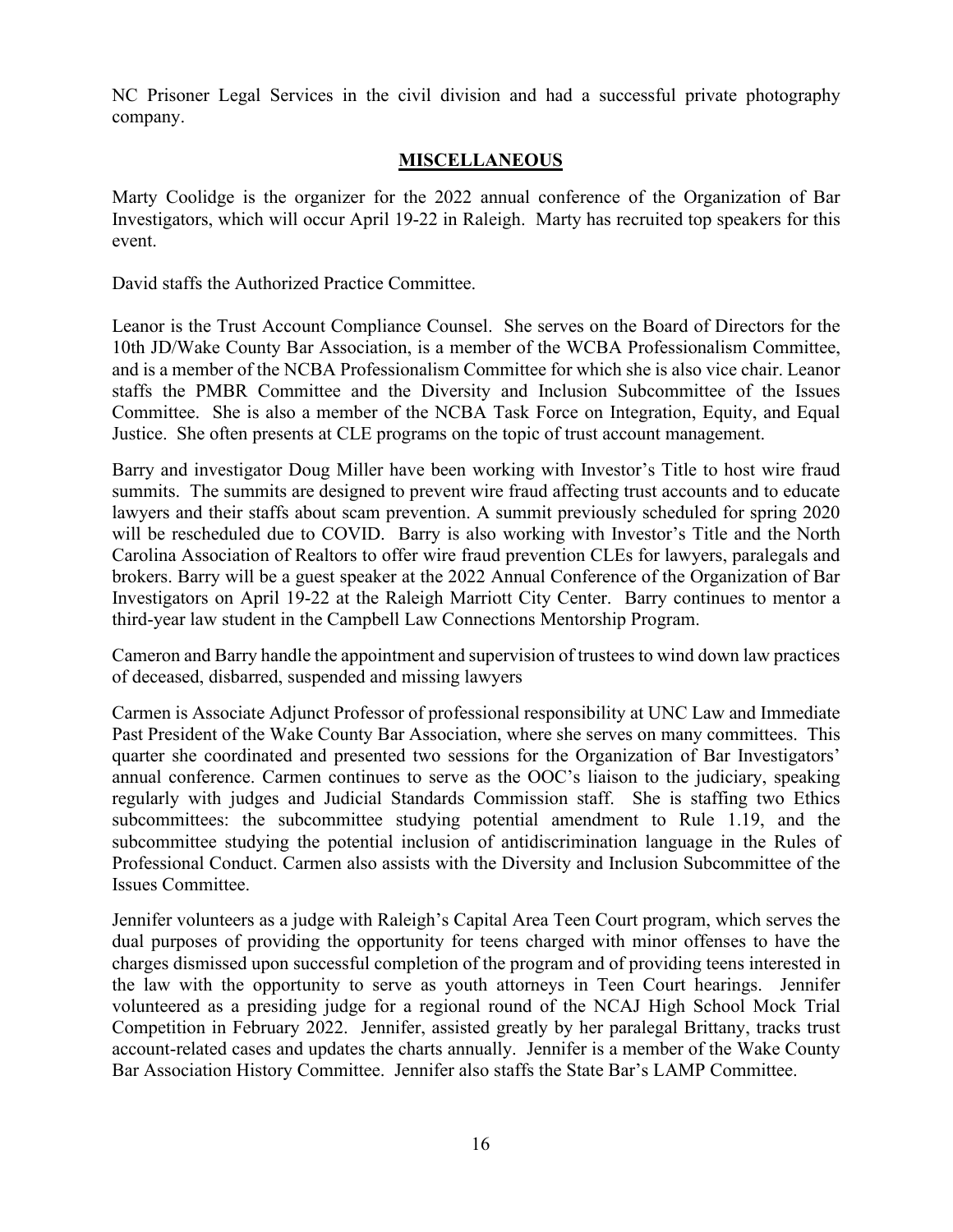NC Prisoner Legal Services in the civil division and had a successful private photography company.

## MISCELLANEOUS

Marty Coolidge is the organizer for the 2022 annual conference of the Organization of Bar Investigators, which will occur April 19-22 in Raleigh. Marty has recruited top speakers for this event.

David staffs the Authorized Practice Committee.

Leanor is the Trust Account Compliance Counsel. She serves on the Board of Directors for the 10th JD/Wake County Bar Association, is a member of the WCBA Professionalism Committee, and is a member of the NCBA Professionalism Committee for which she is also vice chair. Leanor staffs the PMBR Committee and the Diversity and Inclusion Subcommittee of the Issues Committee. She is also a member of the NCBA Task Force on Integration, Equity, and Equal Justice. She often presents at CLE programs on the topic of trust account management.

Barry and investigator Doug Miller have been working with Investor's Title to host wire fraud summits. The summits are designed to prevent wire fraud affecting trust accounts and to educate lawyers and their staffs about scam prevention. A summit previously scheduled for spring 2020 will be rescheduled due to COVID. Barry is also working with Investor's Title and the North Carolina Association of Realtors to offer wire fraud prevention CLEs for lawyers, paralegals and brokers. Barry will be a guest speaker at the 2022 Annual Conference of the Organization of Bar Investigators on April 19-22 at the Raleigh Marriott City Center. Barry continues to mentor a third-year law student in the Campbell Law Connections Mentorship Program.

Cameron and Barry handle the appointment and supervision of trustees to wind down law practices of deceased, disbarred, suspended and missing lawyers

Carmen is Associate Adjunct Professor of professional responsibility at UNC Law and Immediate Past President of the Wake County Bar Association, where she serves on many committees. This quarter she coordinated and presented two sessions for the Organization of Bar Investigators' annual conference. Carmen continues to serve as the OOC's liaison to the judiciary, speaking regularly with judges and Judicial Standards Commission staff. She is staffing two Ethics subcommittees: the subcommittee studying potential amendment to Rule 1.19, and the subcommittee studying the potential inclusion of antidiscrimination language in the Rules of Professional Conduct. Carmen also assists with the Diversity and Inclusion Subcommittee of the Issues Committee.

Jennifer volunteers as a judge with Raleigh's Capital Area Teen Court program, which serves the dual purposes of providing the opportunity for teens charged with minor offenses to have the charges dismissed upon successful completion of the program and of providing teens interested in the law with the opportunity to serve as youth attorneys in Teen Court hearings. Jennifer volunteered as a presiding judge for a regional round of the NCAJ High School Mock Trial Competition in February 2022. Jennifer, assisted greatly by her paralegal Brittany, tracks trust account-related cases and updates the charts annually. Jennifer is a member of the Wake County Bar Association History Committee. Jennifer also staffs the State Bar's LAMP Committee.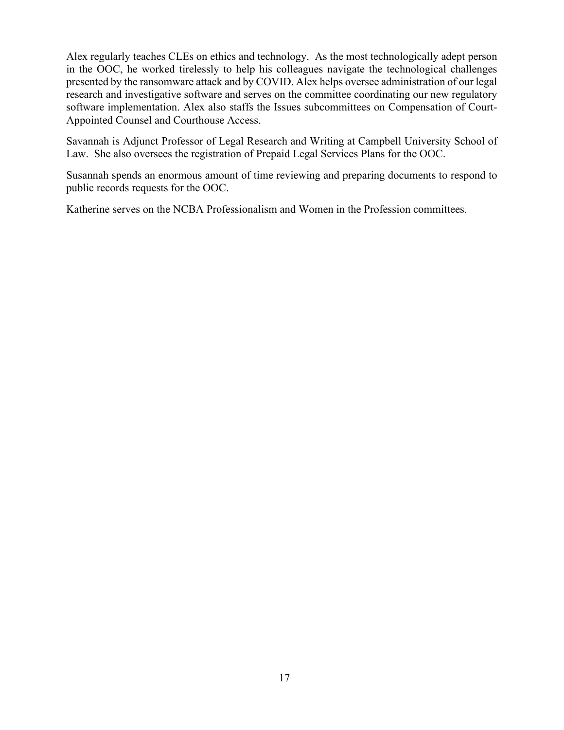Alex regularly teaches CLEs on ethics and technology. As the most technologically adept person in the OOC, he worked tirelessly to help his colleagues navigate the technological challenges presented by the ransomware attack and by COVID. Alex helps oversee administration of our legal research and investigative software and serves on the committee coordinating our new regulatory software implementation. Alex also staffs the Issues subcommittees on Compensation of Court-Appointed Counsel and Courthouse Access.

Savannah is Adjunct Professor of Legal Research and Writing at Campbell University School of Law. She also oversees the registration of Prepaid Legal Services Plans for the OOC.

Susannah spends an enormous amount of time reviewing and preparing documents to respond to public records requests for the OOC.

Katherine serves on the NCBA Professionalism and Women in the Profession committees.